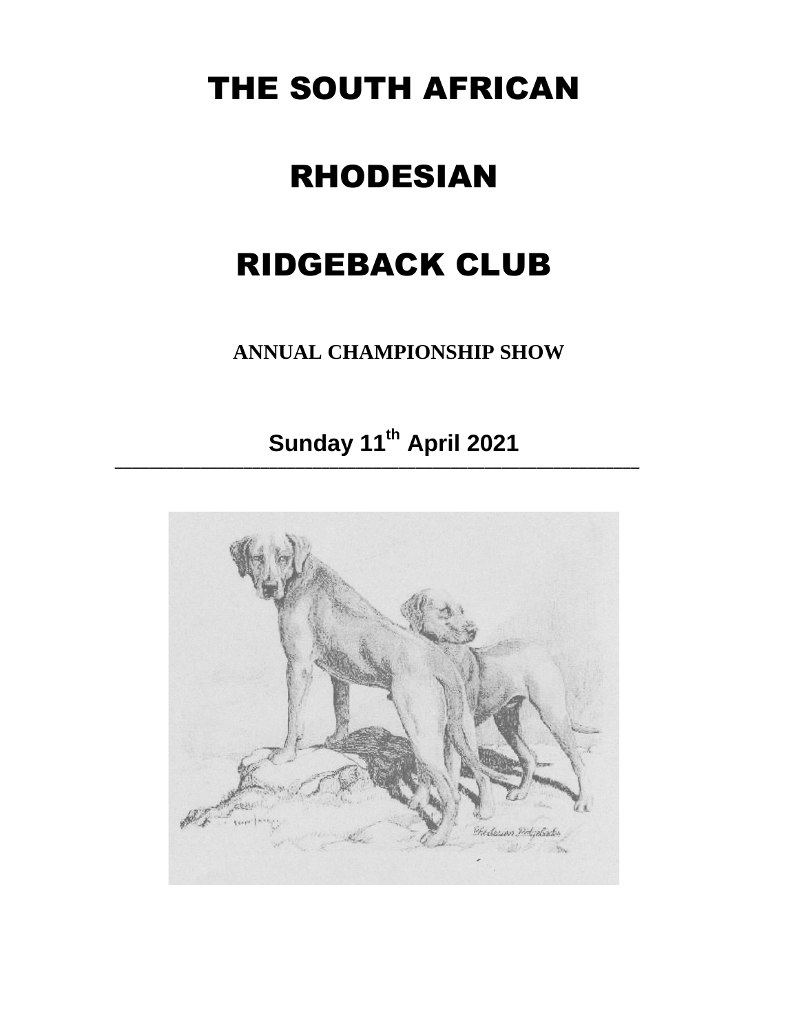# THE SOUTH AFRICAN

# RHODESIAN

# RIDGEBACK CLUB

**ANNUAL CHAMPIONSHIP SHOW**

**Sunday 11th April 2021**

---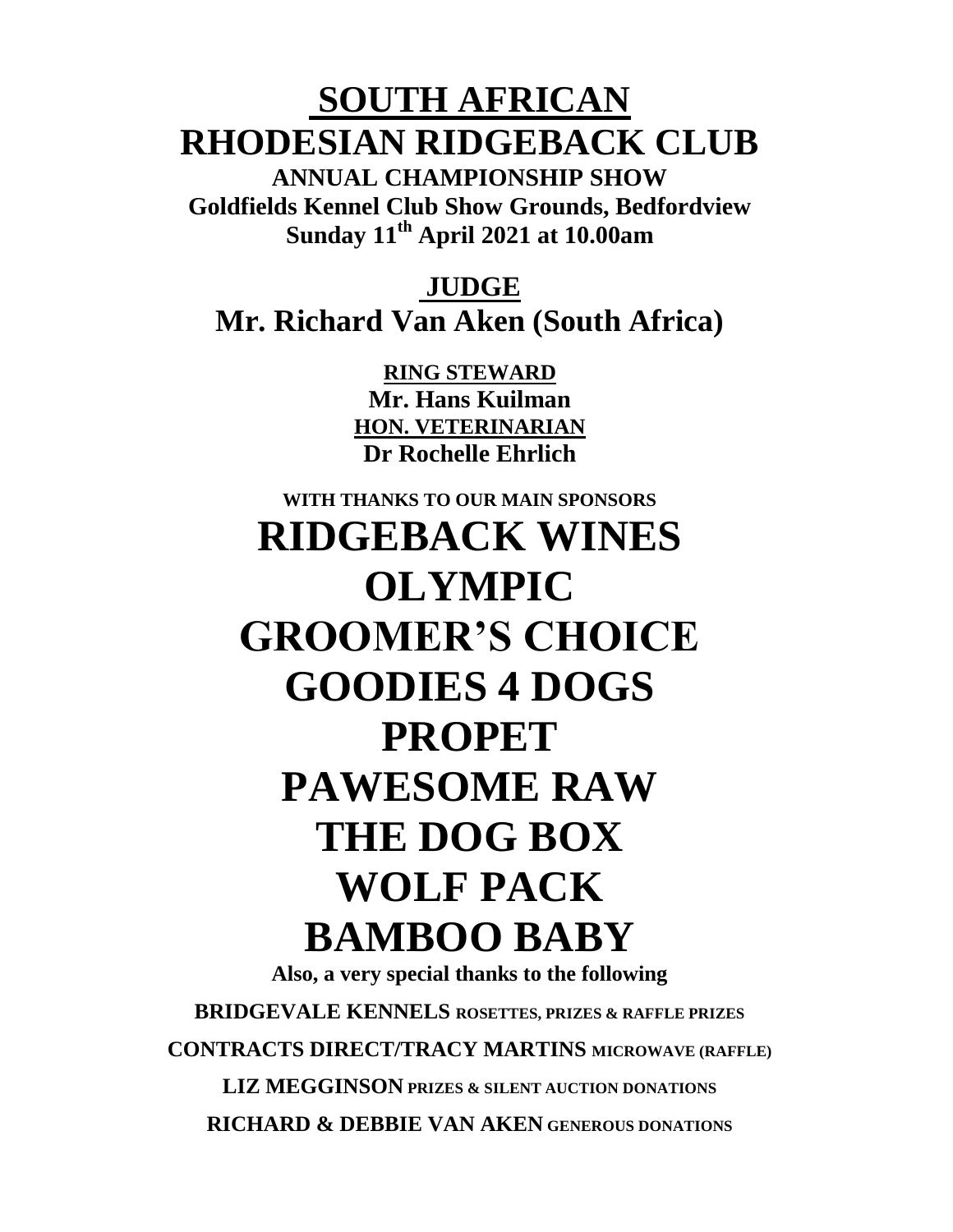# SOUTH AFRICAN RHODESIAN RIDGEBACK CLUB

**ANNUAL CHAMPIONSHIP SHOW**

**Goldfields Kennel Club Show Grounds, Bedfordview**

**Sunday 11th April 2021 at 10.00am**

## JUDGE

## Mr. Richard Van Aken (South Africa)

**RING STEWARD**

**Mr. Hans Kuilman**

**HON. VETERINARIAN**

**Dr Rochelle Ehrlich**

**WITH THANKS TO OUR MAIN SPONSORS**

# RIDGEBACK WINES

# OLYMPIC

# GROOMER'S CHOICE

# GOODIES 4 DOGS

# PROPET

# PAWESOME RAW

# THE DOG BOX

# WOLF PACK

# BAMBOO BABY

**Also, a very special thanks to the following**

**BRIDGEVALE KENNELS** ROSETTES, PRIZES & RAFFLE PRIZES

**CONTRACTS DIRECT/TRACY MARTINS** MICROWAVE (RAFFLE)

**LIZ MEGGINSON** PRIZES & SILENT AUCTION DONATIONS

**RICHARD & DEBBIE VAN AKEN** GENEROUS DONATIONS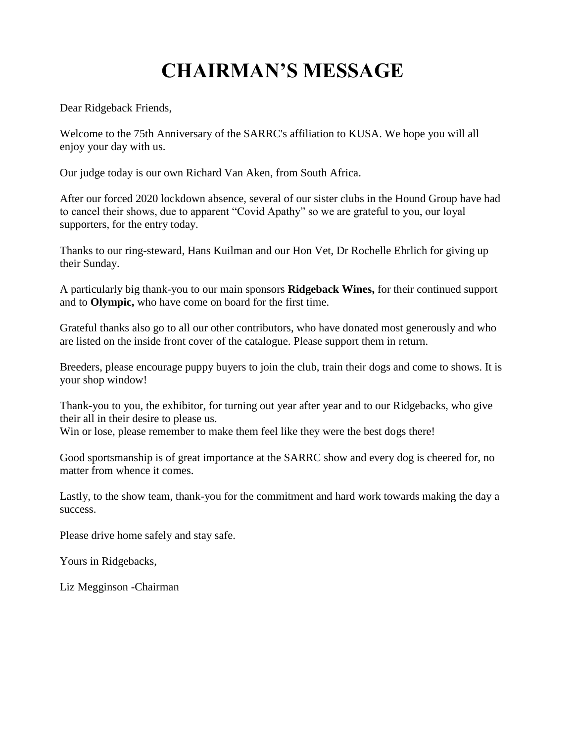# CHAIRMAN'S MESSAGE

Dear Ridgeback Friends,

Welcome to the 75th Anniversary of the SARRC's affiliation to KUSA. We hope you will all enjoy your day with us.

Our judge today is our own Richard Van Aken, from South Africa.

After our forced 2020 lockdown absence, several of our sister clubs in the Hound Group have had to cancel their shows, due to apparent "Covid Apathy" so we are grateful to you, our loyal supporters, for the entry today.

Thanks to our ring-steward, Hans Kuilman and our Hon Vet, Dr Rochelle Ehrlich for giving up their Sunday.

A particularly big thank-you to our main sponsors **Ridgeback Wines,** for their continued support and to **Olympic,** who have come on board for the first time.

Grateful thanks also go to all our other contributors, who have donated most generously and who are listed on the inside front cover of the catalogue. Please support them in return.

Breeders, please encourage puppy buyers to join the club, train their dogs and come to shows. It is your shop window!

Thank-you to you, the exhibitor, for turning out year after year and to our Ridgebacks, who give their all in their desire to please us.
Win or lose, please remember to make them feel like they were the best dogs there!

Good sportsmanship is of great importance at the SARRC show and every dog is cheered for, no matter from whence it comes.

Lastly, to the show team, thank-you for the commitment and hard work towards making the day a success.

Please drive home safely and stay safe.

Yours in Ridgebacks,

Liz Megginson -Chairman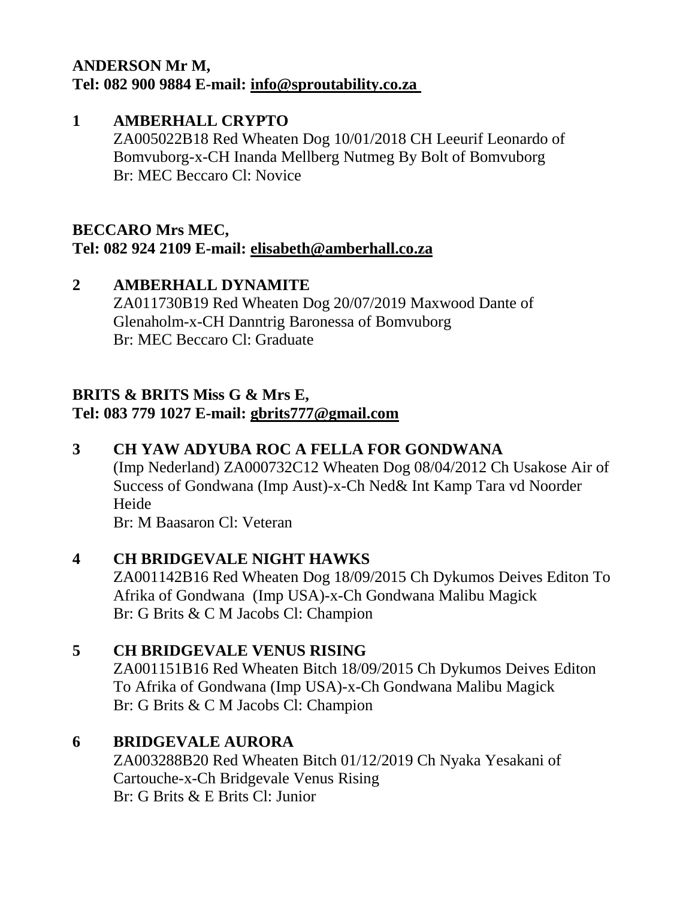**ANDERSON Mr M,**
**Tel: 082 900 9884 E-mail: info@sproutability.co.za**

**1 AMBERHALL CRYPTO**
ZA005022B18 Red Wheaten Dog 10/01/2018 CH Leeurif Leonardo of Bomvuborg-x-CH Inanda Mellberg Nutmeg By Bolt of Bomvuborg
Br: MEC Beccaro Cl: Novice

**BECCARO Mrs MEC,**
**Tel: 082 924 2109 E-mail: elisabeth@amberhall.co.za**

**2 AMBERHALL DYNAMITE**
ZA011730B19 Red Wheaten Dog 20/07/2019 Maxwood Dante of Glenaholm-x-CH Danntrig Baronessa of Bomvuborg
Br: MEC Beccaro Cl: Graduate

**BRITS & BRITS Miss G & Mrs E,**
**Tel: 083 779 1027 E-mail: gbrits777@gmail.com**

**3 CH YAW ADYUBA ROC A FELLA FOR GONDWANA**
(Imp Nederland) ZA000732C12 Wheaten Dog 08/04/2012 Ch Usakose Air of Success of Gondwana (Imp Aust)-x-Ch Ned& Int Kamp Tara vd Noorder Heide
Br: M Baasaron Cl: Veteran

**4 CH BRIDGEVALE NIGHT HAWKS**
ZA001142B16 Red Wheaten Dog 18/09/2015 Ch Dykumos Deives Editon To Afrika of Gondwana (Imp USA)-x-Ch Gondwana Malibu Magick
Br: G Brits & C M Jacobs Cl: Champion

**5 CH BRIDGEVALE VENUS RISING**
ZA001151B16 Red Wheaten Bitch 18/09/2015 Ch Dykumos Deives Editon To Afrika of Gondwana (Imp USA)-x-Ch Gondwana Malibu Magick
Br: G Brits & C M Jacobs Cl: Champion

**6 BRIDGEVALE AURORA**
ZA003288B20 Red Wheaten Bitch 01/12/2019 Ch Nyaka Yesakani of Cartouche-x-Ch Bridgevale Venus Rising
Br: G Brits & E Brits Cl: Junior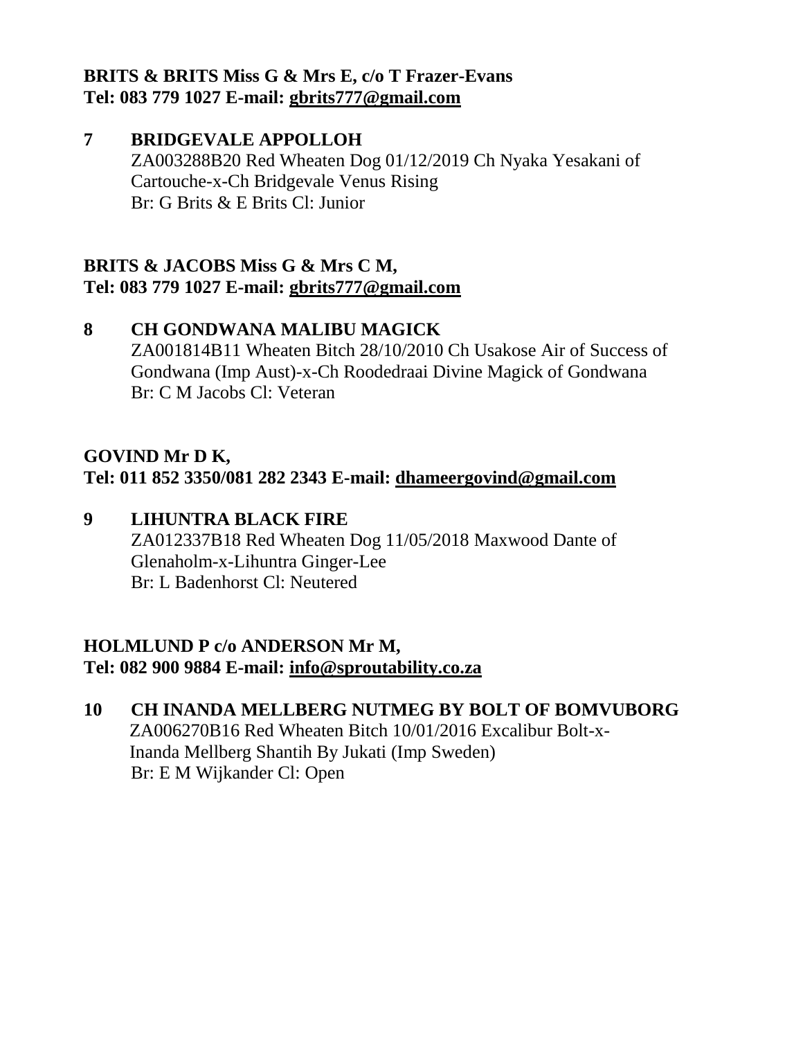**BRITS & BRITS Miss G & Mrs E, c/o T Frazer-Evans**
**Tel: 083 779 1027 E-mail: gbrits777@gmail.com**

**7 BRIDGEVALE APPOLLOH**
ZA003288B20 Red Wheaten Dog 01/12/2019 Ch Nyaka Yesakani of Cartouche-x-Ch Bridgevale Venus Rising
Br: G Brits & E Brits Cl: Junior

**BRITS & JACOBS Miss G & Mrs C M,**
**Tel: 083 779 1027 E-mail: gbrits777@gmail.com**

**8 CH GONDWANA MALIBU MAGICK**
ZA001814B11 Wheaten Bitch 28/10/2010 Ch Usakose Air of Success of Gondwana (Imp Aust)-x-Ch Roodedraai Divine Magick of Gondwana
Br: C M Jacobs Cl: Veteran

**GOVIND Mr D K,**
**Tel: 011 852 3350/081 282 2343 E-mail: dhameergovind@gmail.com**

**9 LIHUNTRA BLACK FIRE**
ZA012337B18 Red Wheaten Dog 11/05/2018 Maxwood Dante of Glenaholm-x-Lihuntra Ginger-Lee
Br: L Badenhorst Cl: Neutered

**HOLMLUND P c/o ANDERSON Mr M,**
**Tel: 082 900 9884 E-mail: info@sproutability.co.za**

**10 CH INANDA MELLBERG NUTMEG BY BOLT OF BOMVUBORG**
ZA006270B16 Red Wheaten Bitch 10/01/2016 Excalibur Bolt-x-Inanda Mellberg Shantih By Jukati (Imp Sweden)
Br: E M Wijkander Cl: Open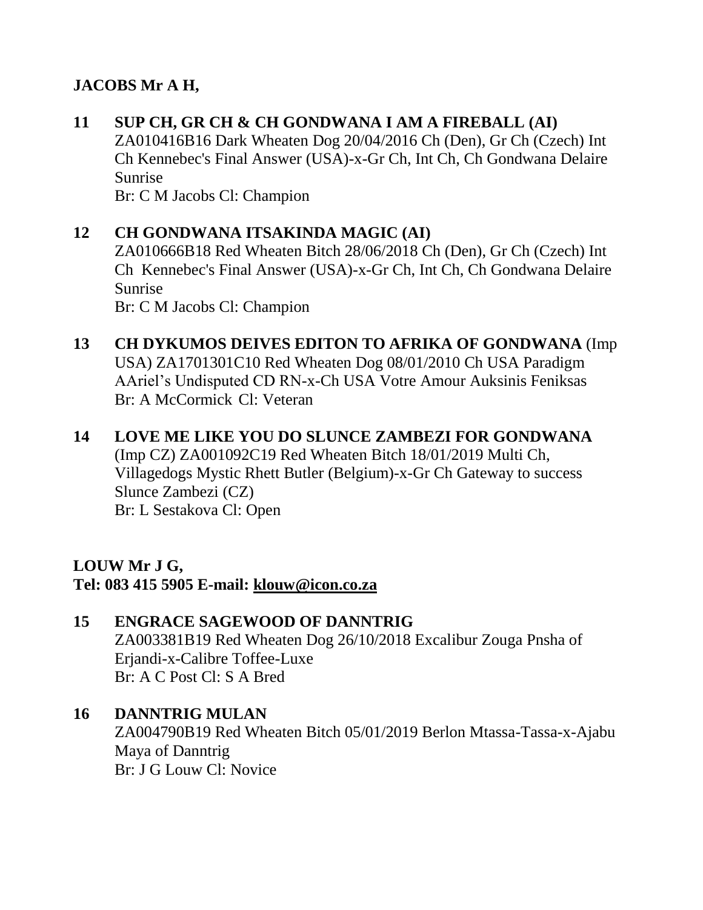**JACOBS Mr A H,**

**11 SUP CH, GR CH & CH GONDWANA I AM A FIREBALL (AI)**
ZA010416B16 Dark Wheaten Dog 20/04/2016 Ch (Den), Gr Ch (Czech) Int Ch Kennebec's Final Answer (USA)-x-Gr Ch, Int Ch, Ch Gondwana Delaire Sunrise
Br: C M Jacobs Cl: Champion

**12 CH GONDWANA ITSAKINDA MAGIC (AI)**
ZA010666B18 Red Wheaten Bitch 28/06/2018 Ch (Den), Gr Ch (Czech) Int Ch Kennebec's Final Answer (USA)-x-Gr Ch, Int Ch, Ch Gondwana Delaire Sunrise
Br: C M Jacobs Cl: Champion

**13 CH DYKUMOS DEIVES EDITON TO AFRIKA OF GONDWANA** (Imp USA) ZA1701301C10 Red Wheaten Dog 08/01/2010 Ch USA Paradigm AAriel's Undisputed CD RN-x-Ch USA Votre Amour Auksinis Feniksas
Br: A McCormick Cl: Veteran

**14 LOVE ME LIKE YOU DO SLUNCE ZAMBEZI FOR GONDWANA** (Imp CZ) ZA001092C19 Red Wheaten Bitch 18/01/2019 Multi Ch, Villagedogs Mystic Rhett Butler (Belgium)-x-Gr Ch Gateway to success Slunce Zambezi (CZ)
Br: L Sestakova Cl: Open

**LOUW Mr J G,**
**Tel: 083 415 5905 E-mail: klouw@icon.co.za**

**15 ENGRACE SAGEWOOD OF DANNTRIG**
ZA003381B19 Red Wheaten Dog 26/10/2018 Excalibur Zouga Pnsha of Erjandi-x-Calibre Toffee-Luxe
Br: A C Post Cl: S A Bred

**16 DANNTRIG MULAN**
ZA004790B19 Red Wheaten Bitch 05/01/2019 Berlon Mtassa-Tassa-x-Ajabu Maya of Danntrig
Br: J G Louw Cl: Novice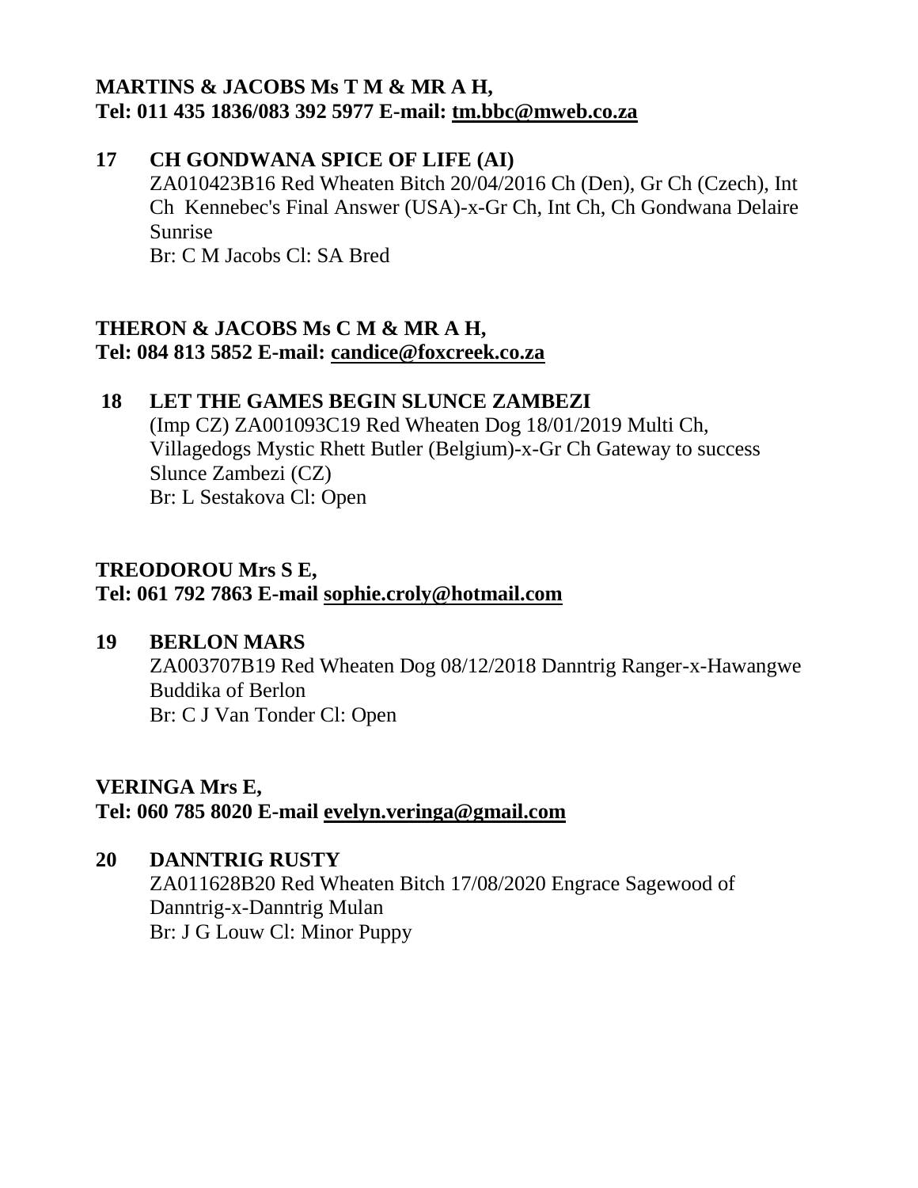**MARTINS & JACOBS Ms T M & MR A H,**
**Tel: 011 435 1836/083 392 5977 E-mail: tm.bbc@mweb.co.za**

**17 CH GONDWANA SPICE OF LIFE (AI)**
ZA010423B16 Red Wheaten Bitch 20/04/2016 Ch (Den), Gr Ch (Czech), Int Ch Kennebec's Final Answer (USA)-x-Gr Ch, Int Ch, Ch Gondwana Delaire Sunrise
Br: C M Jacobs Cl: SA Bred

**THERON & JACOBS Ms C M & MR A H,**
**Tel: 084 813 5852 E-mail: candice@foxcreek.co.za**

**18 LET THE GAMES BEGIN SLUNCE ZAMBEZI**
(Imp CZ) ZA001093C19 Red Wheaten Dog 18/01/2019 Multi Ch, Villagedogs Mystic Rhett Butler (Belgium)-x-Gr Ch Gateway to success Slunce Zambezi (CZ)
Br: L Sestakova Cl: Open

**TREODOROU Mrs S E,**
**Tel: 061 792 7863 E-mail sophie.croly@hotmail.com**

**19 BERLON MARS**
ZA003707B19 Red Wheaten Dog 08/12/2018 Danntrig Ranger-x-Hawangwe Buddika of Berlon
Br: C J Van Tonder Cl: Open

**VERINGA Mrs E,**
**Tel: 060 785 8020 E-mail evelyn.veringa@gmail.com**

**20 DANNTRIG RUSTY**
ZA011628B20 Red Wheaten Bitch 17/08/2020 Engrace Sagewood of Danntrig-x-Danntrig Mulan
Br: J G Louw Cl: Minor Puppy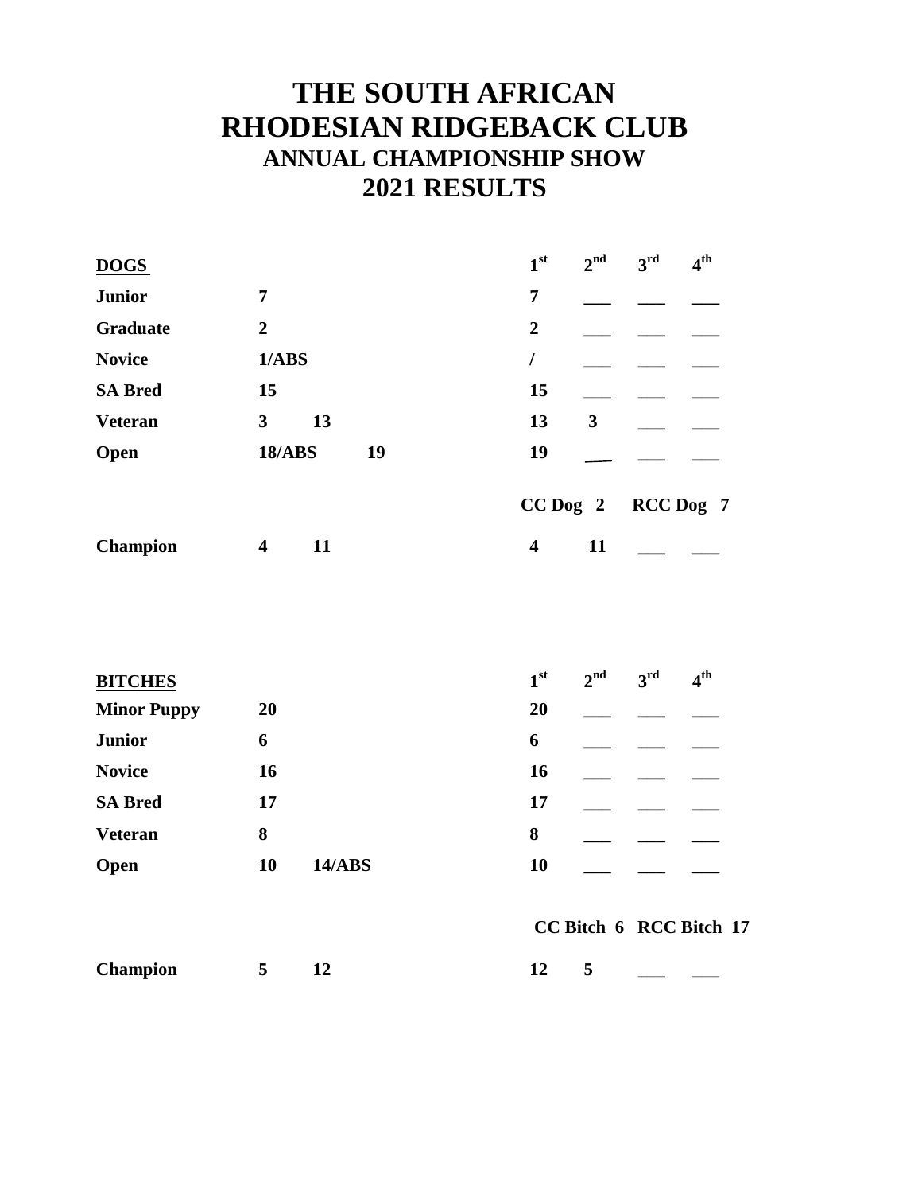# THE SOUTH AFRICAN RHODESIAN RIDGEBACK CLUB

## ANNUAL CHAMPIONSHIP SHOW

## 2021 RESULTS

| **DOGS** | | | | **1st** | **2nd** | **3rd** | **4th** |
|---|---|---|---|---|---|---|---|
| **Junior** | **7** | | | **7** | ___ | ___ | ___ |
| **Graduate** | **2** | | | **2** | ___ | ___ | ___ |
| **Novice** | **1/ABS** | | | **/** | ___ | ___ | ___ |
| **SA Bred** | **15** | | | **15** | ___ | ___ | ___ |
| **Veteran** | **3** | **13** | | **13** | **3** | ___ | ___ |
| **Open** | **18/ABS** | | **19** | **19** | ___ | ___ | ___ |

**CC Dog 2 RCC Dog 7**

| | | | | | | |
|---|---|---|---|---|---|---|
| **Champion** | **4** | **11** | **4** | **11** | ___ | ___ |

| **BITCHES** | | | **1st** | **2nd** | **3rd** | **4th** |
|---|---|---|---|---|---|---|
| **Minor Puppy** | **20** | | **20** | ___ | ___ | ___ |
| **Junior** | **6** | | **6** | ___ | ___ | ___ |
| **Novice** | **16** | | **16** | ___ | ___ | ___ |
| **SA Bred** | **17** | | **17** | ___ | ___ | ___ |
| **Veteran** | **8** | | **8** | ___ | ___ | ___ |
| **Open** | **10** | **14/ABS** | **10** | ___ | ___ | ___ |

**CC Bitch 6 RCC Bitch 17**

| | | | | | | |
|---|---|---|---|---|---|---|
| **Champion** | **5** | **12** | **12** | **5** | ___ | ___ |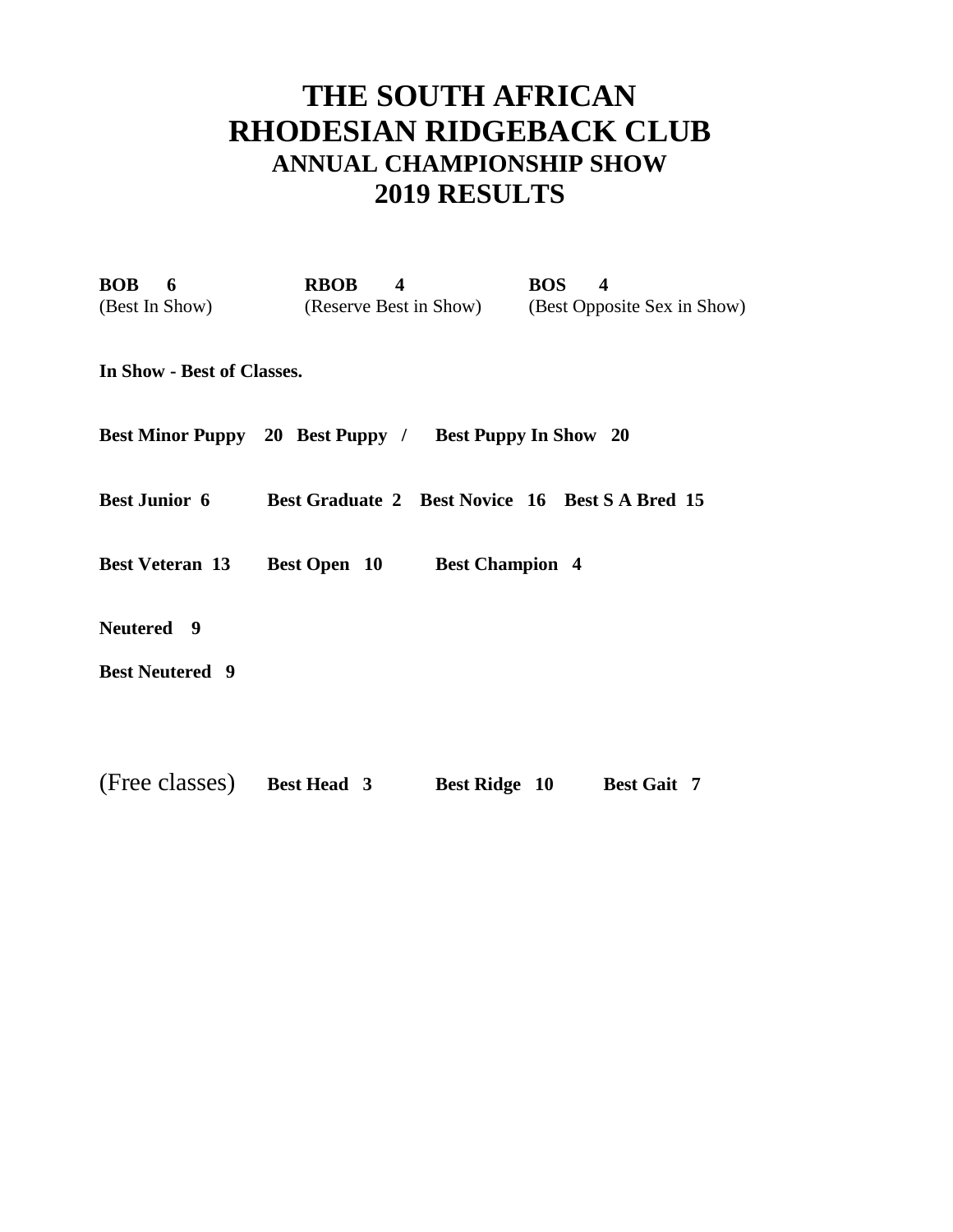# THE SOUTH AFRICAN RHODESIAN RIDGEBACK CLUB

## ANNUAL CHAMPIONSHIP SHOW

## 2019 RESULTS

| | | |
|---|---|---|
| **BOB 6** | **RBOB 4** | **BOS 4** |
| (Best In Show) | (Reserve Best in Show) | (Best Opposite Sex in Show) |

**In Show - Best of Classes.**

**Best Minor Puppy 20 Best Puppy / Best Puppy In Show 20**

**Best Junior 6 Best Graduate 2 Best Novice 16 Best S A Bred 15**

**Best Veteran 13 Best Open 10 Best Champion 4**

**Neutered 9**

**Best Neutered 9**

(Free classes) **Best Head 3 Best Ridge 10 Best Gait 7**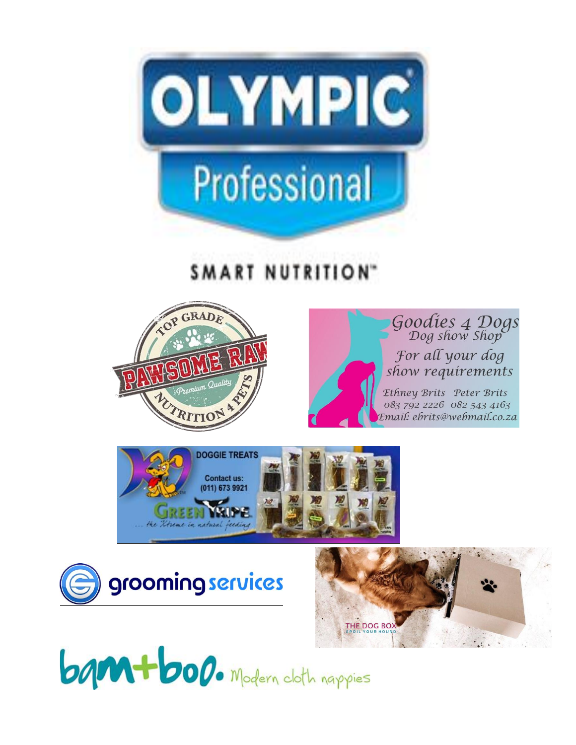OLYMPIC

Professional

SMART NUTRITION™

TOP GRADE

PAWSOME RAW

Premium Quality

NUTRITION 4 PETS

Goodies 4 Dogs
Dog show Shop

For all your dog show requirements

Ethney Brits Peter Brits
083 792 2226 082 543 4163
Email: ebrits@webmail.co.za

DOGGIE TREATS

Contact us:
(011) 673 9921

GREEN TRIPE
... the Xtreme in natural feeding

grooming services

THE DOG BOX
SPOIL YOUR HOUND

bam+boo. Modern cloth nappies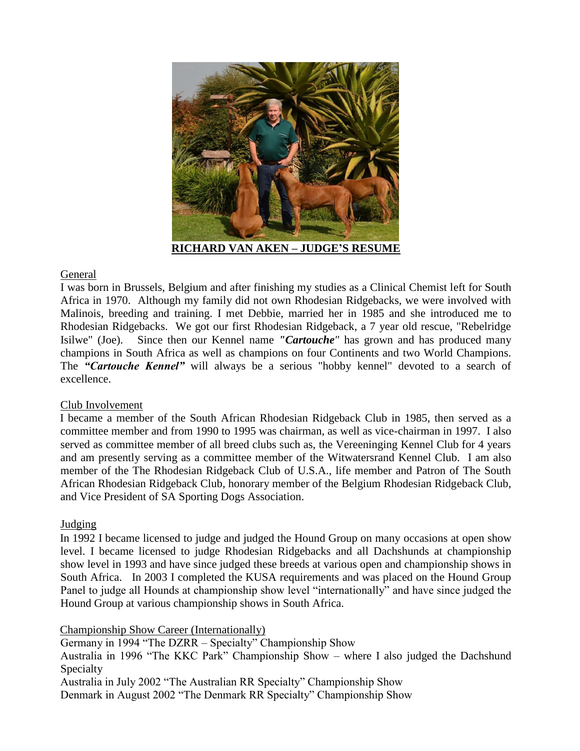**RICHARD VAN AKEN – JUDGE'S RESUME**

General

I was born in Brussels, Belgium and after finishing my studies as a Clinical Chemist left for South Africa in 1970. Although my family did not own Rhodesian Ridgebacks, we were involved with Malinois, breeding and training. I met Debbie, married her in 1985 and she introduced me to Rhodesian Ridgebacks. We got our first Rhodesian Ridgeback, a 7 year old rescue, "Rebelridge Isilwe" (Joe). Since then our Kennel name ***"Cartouche"*** has grown and has produced many champions in South Africa as well as champions on four Continents and two World Champions. The ***"Cartouche Kennel"*** will always be a serious "hobby kennel" devoted to a search of excellence.

Club Involvement

I became a member of the South African Rhodesian Ridgeback Club in 1985, then served as a committee member and from 1990 to 1995 was chairman, as well as vice-chairman in 1997. I also served as committee member of all breed clubs such as, the Vereeninging Kennel Club for 4 years and am presently serving as a committee member of the Witwatersrand Kennel Club. I am also member of the The Rhodesian Ridgeback Club of U.S.A., life member and Patron of The South African Rhodesian Ridgeback Club, honorary member of the Belgium Rhodesian Ridgeback Club, and Vice President of SA Sporting Dogs Association.

Judging

In 1992 I became licensed to judge and judged the Hound Group on many occasions at open show level. I became licensed to judge Rhodesian Ridgebacks and all Dachshunds at championship show level in 1993 and have since judged these breeds at various open and championship shows in South Africa. In 2003 I completed the KUSA requirements and was placed on the Hound Group Panel to judge all Hounds at championship show level "internationally" and have since judged the Hound Group at various championship shows in South Africa.

Championship Show Career (Internationally)

Germany in 1994 "The DZRR – Specialty" Championship Show

Australia in 1996 "The KKC Park" Championship Show – where I also judged the Dachshund Specialty

Australia in July 2002 "The Australian RR Specialty" Championship Show

Denmark in August 2002 "The Denmark RR Specialty" Championship Show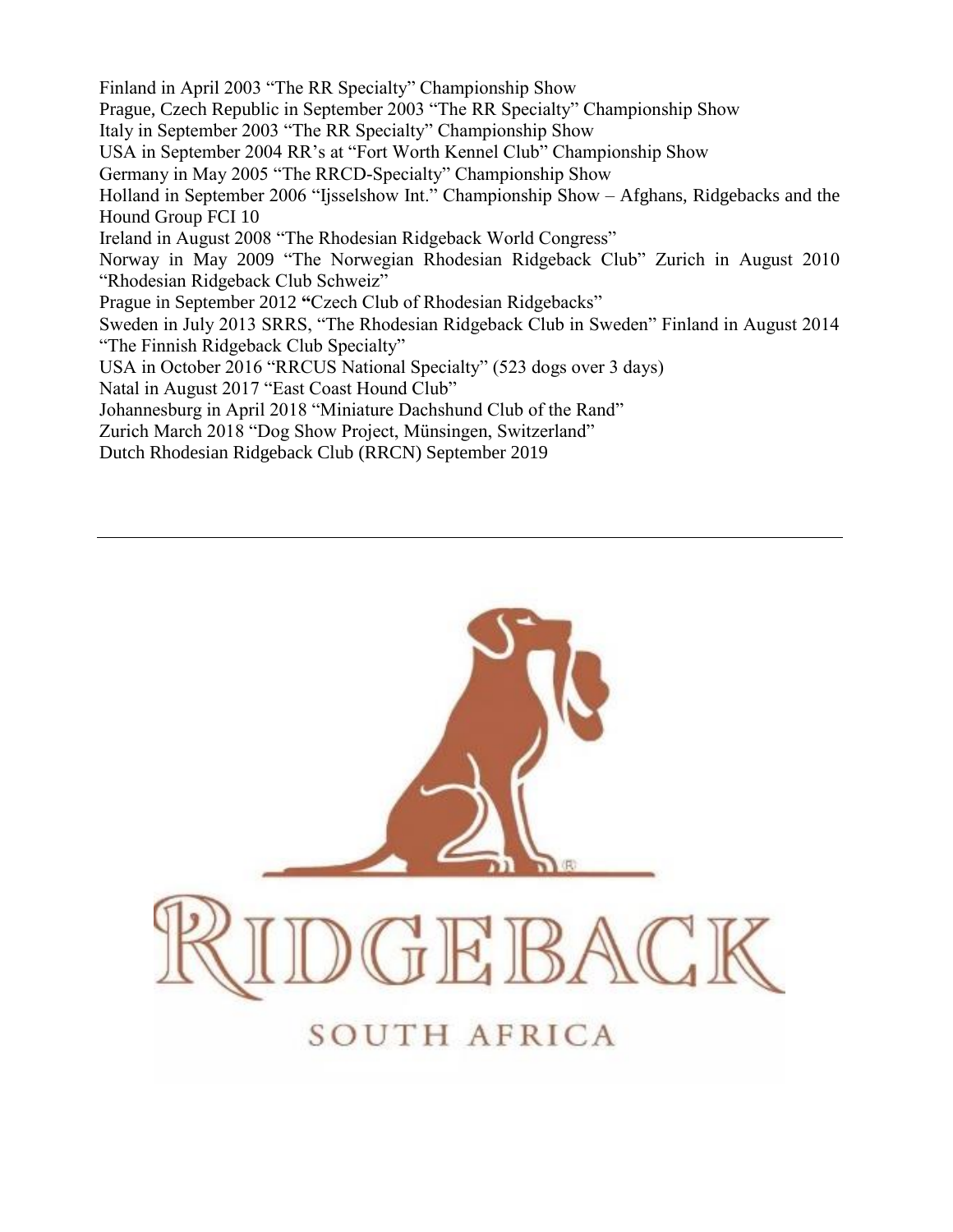Finland in April 2003 "The RR Specialty" Championship Show
Prague, Czech Republic in September 2003 "The RR Specialty" Championship Show
Italy in September 2003 "The RR Specialty" Championship Show
USA in September 2004 RR's at "Fort Worth Kennel Club" Championship Show
Germany in May 2005 "The RRCD-Specialty" Championship Show
Holland in September 2006 "Ijsselshow Int." Championship Show – Afghans, Ridgebacks and the Hound Group FCI 10
Ireland in August 2008 "The Rhodesian Ridgeback World Congress"
Norway in May 2009 "The Norwegian Rhodesian Ridgeback Club" Zurich in August 2010 "Rhodesian Ridgeback Club Schweiz"
Prague in September 2012 **"**Czech Club of Rhodesian Ridgebacks"
Sweden in July 2013 SRRS, "The Rhodesian Ridgeback Club in Sweden" Finland in August 2014 "The Finnish Ridgeback Club Specialty"
USA in October 2016 "RRCUS National Specialty" (523 dogs over 3 days)
Natal in August 2017 "East Coast Hound Club"
Johannesburg in April 2018 "Miniature Dachshund Club of the Rand"
Zurich March 2018 "Dog Show Project, Münsingen, Switzerland"
Dutch Rhodesian Ridgeback Club (RRCN) September 2019

---

RIDGEBACK

SOUTH AFRICA